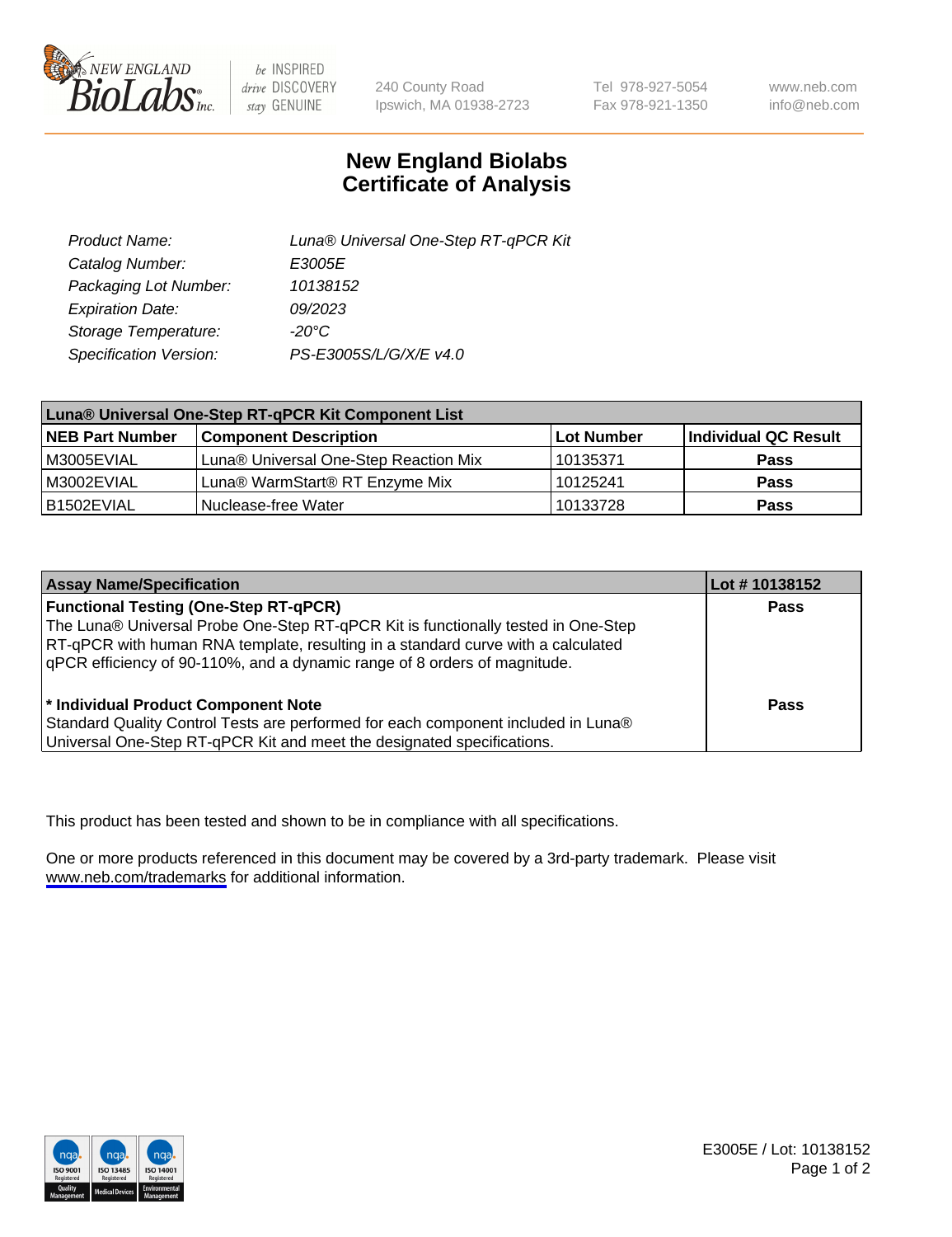NEW ENGLAND BioLabs Inc. — be INSPIRED drive DISCOVERY stay GENUINE

240 County Road
Ipswich, MA 01938-2723

Tel 978-927-5054
Fax 978-921-1350

www.neb.com
info@neb.com

# New England Biolabs
# Certificate of Analysis

| | |
|---|---|
| *Product Name:* | *Luna® Universal One-Step RT-qPCR Kit* |
| *Catalog Number:* | *E3005E* |
| *Packaging Lot Number:* | *10138152* |
| *Expiration Date:* | *09/2023* |
| *Storage Temperature:* | *-20°C* |
| *Specification Version:* | *PS-E3005S/L/G/X/E v4.0* |

| **Luna® Universal One-Step RT-qPCR Kit Component List** | | | |
|---|---|---|---|
| **NEB Part Number** | **Component Description** | **Lot Number** | **Individual QC Result** |
| M3005EVIAL | Luna® Universal One-Step Reaction Mix | 10135371 | **Pass** |
| M3002EVIAL | Luna® WarmStart® RT Enzyme Mix | 10125241 | **Pass** |
| B1502EVIAL | Nuclease-free Water | 10133728 | **Pass** |

| **Assay Name/Specification** | **Lot # 10138152** |
|---|---|
| **Functional Testing (One-Step RT-qPCR)** The Luna® Universal Probe One-Step RT-qPCR Kit is functionally tested in One-Step RT-qPCR with human RNA template, resulting in a standard curve with a calculated qPCR efficiency of 90-110%, and a dynamic range of 8 orders of magnitude. | **Pass** |
| **\* Individual Product Component Note** Standard Quality Control Tests are performed for each component included in Luna® Universal One-Step RT-qPCR Kit and meet the designated specifications. | **Pass** |

This product has been tested and shown to be in compliance with all specifications.

One or more products referenced in this document may be covered by a 3rd-party trademark. Please visit www.neb.com/trademarks for additional information.

E3005E / Lot: 10138152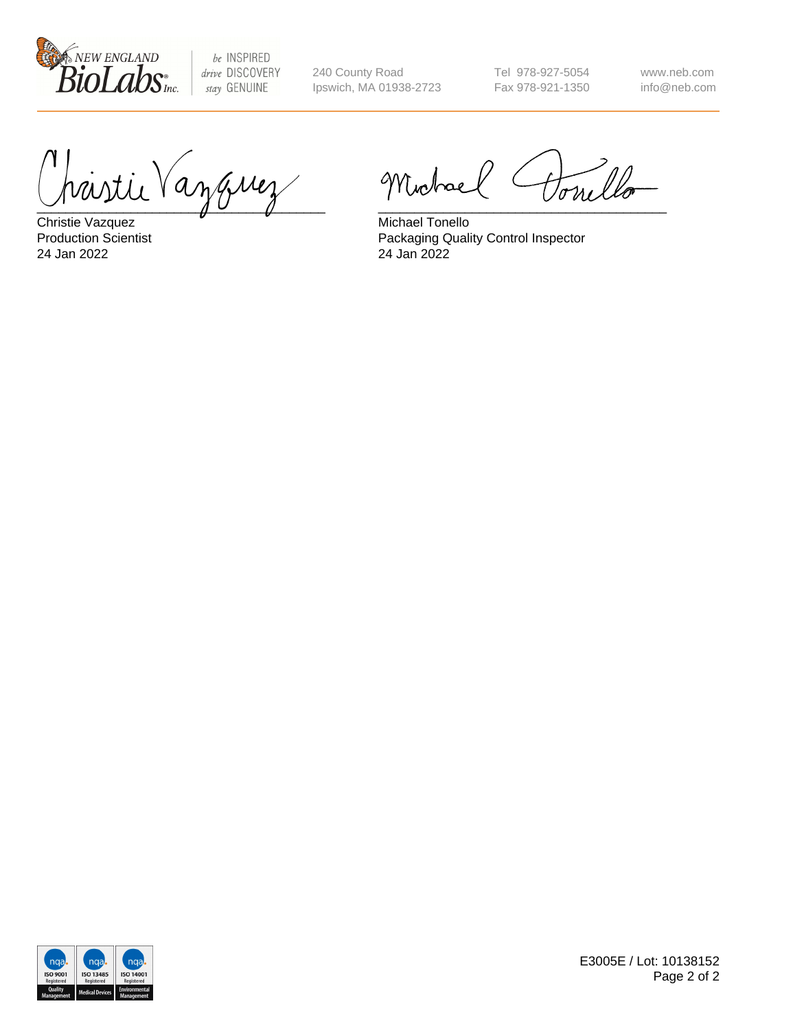Christie Vazquez
Production Scientist
24 Jan 2022

Michael Tonello
Packaging Quality Control Inspector
24 Jan 2022

E3005E / Lot: 10138152